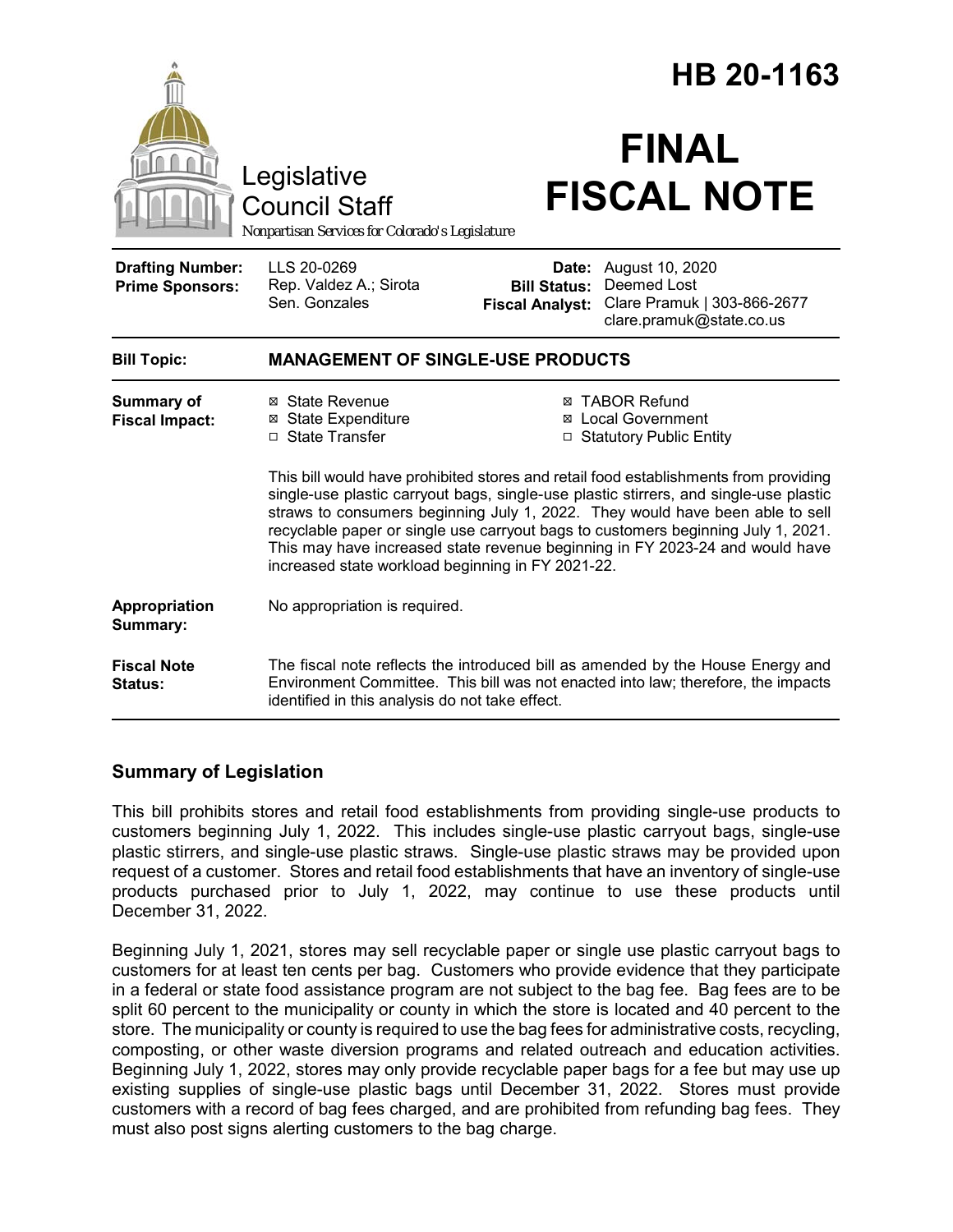# HB 20-1163

Legislative Council Staff

*Nonpartisan Services for Colorado's Legislature*

# FINAL FISCAL NOTE

| | | | |
|---|---|---|---|
| **Drafting Number:** | LLS 20-0269 | **Date:** | August 10, 2020 |
| **Prime Sponsors:** | Rep. Valdez A.; Sirota<br>Sen. Gonzales | **Bill Status:** | Deemed Lost |
| | | **Fiscal Analyst:** | Clare Pramuk \| 303-866-2677<br>clare.pramuk@state.co.us |

| | |
|---|---|
| **Bill Topic:** | **MANAGEMENT OF SINGLE-USE PRODUCTS** |
| **Summary of Fiscal Impact:** | ☒ State Revenue ☒ State Expenditure ☐ State Transfer ☒ TABOR Refund ☒ Local Government ☐ Statutory Public Entity<br><br>This bill would have prohibited stores and retail food establishments from providing single-use plastic carryout bags, single-use plastic stirrers, and single-use plastic straws to consumers beginning July 1, 2022. They would have been able to sell recyclable paper or single use carryout bags to customers beginning July 1, 2021. This may have increased state revenue beginning in FY 2023-24 and would have increased state workload beginning in FY 2021-22. |
| **Appropriation Summary:** | No appropriation is required. |
| **Fiscal Note Status:** | The fiscal note reflects the introduced bill as amended by the House Energy and Environment Committee. This bill was not enacted into law; therefore, the impacts identified in this analysis do not take effect. |

## Summary of Legislation

This bill prohibits stores and retail food establishments from providing single-use products to customers beginning July 1, 2022. This includes single-use plastic carryout bags, single-use plastic stirrers, and single-use plastic straws. Single-use plastic straws may be provided upon request of a customer. Stores and retail food establishments that have an inventory of single-use products purchased prior to July 1, 2022, may continue to use these products until December 31, 2022.

Beginning July 1, 2021, stores may sell recyclable paper or single use plastic carryout bags to customers for at least ten cents per bag. Customers who provide evidence that they participate in a federal or state food assistance program are not subject to the bag fee. Bag fees are to be split 60 percent to the municipality or county in which the store is located and 40 percent to the store. The municipality or county is required to use the bag fees for administrative costs, recycling, composting, or other waste diversion programs and related outreach and education activities. Beginning July 1, 2022, stores may only provide recyclable paper bags for a fee but may use up existing supplies of single-use plastic bags until December 31, 2022. Stores must provide customers with a record of bag fees charged, and are prohibited from refunding bag fees. They must also post signs alerting customers to the bag charge.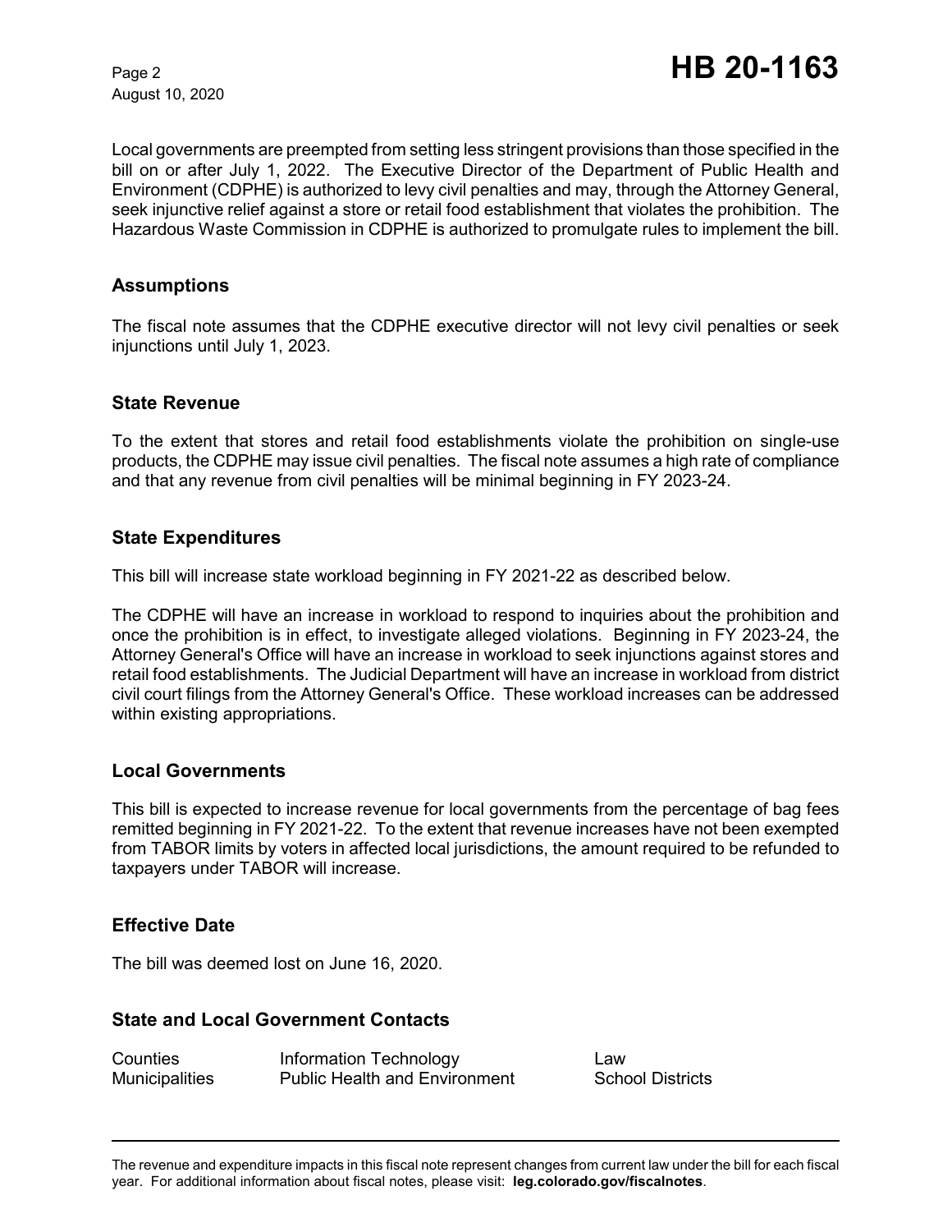Local governments are preempted from setting less stringent provisions than those specified in the bill on or after July 1, 2022. The Executive Director of the Department of Public Health and Environment (CDPHE) is authorized to levy civil penalties and may, through the Attorney General, seek injunctive relief against a store or retail food establishment that violates the prohibition. The Hazardous Waste Commission in CDPHE is authorized to promulgate rules to implement the bill.

## Assumptions

The fiscal note assumes that the CDPHE executive director will not levy civil penalties or seek injunctions until July 1, 2023.

## State Revenue

To the extent that stores and retail food establishments violate the prohibition on single-use products, the CDPHE may issue civil penalties. The fiscal note assumes a high rate of compliance and that any revenue from civil penalties will be minimal beginning in FY 2023-24.

## State Expenditures

This bill will increase state workload beginning in FY 2021-22 as described below.

The CDPHE will have an increase in workload to respond to inquiries about the prohibition and once the prohibition is in effect, to investigate alleged violations. Beginning in FY 2023-24, the Attorney General's Office will have an increase in workload to seek injunctions against stores and retail food establishments. The Judicial Department will have an increase in workload from district civil court filings from the Attorney General's Office. These workload increases can be addressed within existing appropriations.

## Local Governments

This bill is expected to increase revenue for local governments from the percentage of bag fees remitted beginning in FY 2021-22. To the extent that revenue increases have not been exempted from TABOR limits by voters in affected local jurisdictions, the amount required to be refunded to taxpayers under TABOR will increase.

## Effective Date

The bill was deemed lost on June 16, 2020.

## State and Local Government Contacts

| | | |
|---|---|---|
| Counties | Information Technology | Law |
| Municipalities | Public Health and Environment | School Districts |

The revenue and expenditure impacts in this fiscal note represent changes from current law under the bill for each fiscal year. For additional information about fiscal notes, please visit: **leg.colorado.gov/fiscalnotes**.